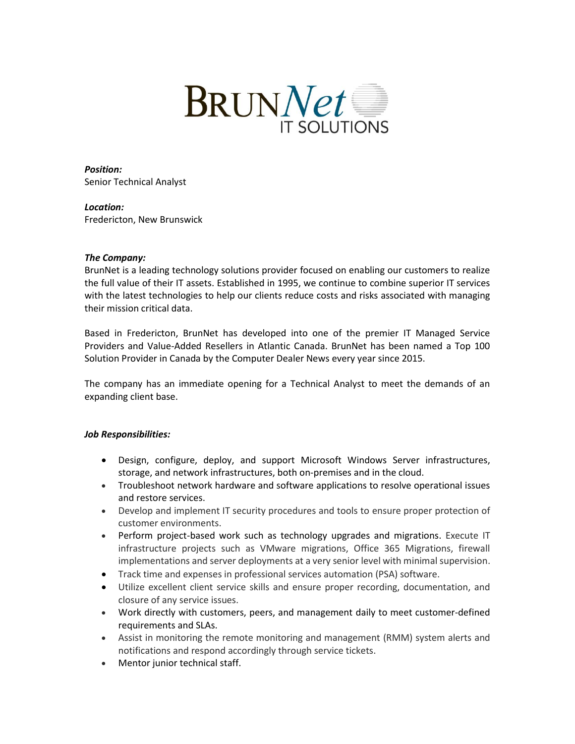BrunNet IT SOLUTIONS

***Position:***
Senior Technical Analyst

***Location:***
Fredericton, New Brunswick

***The Company:***
BrunNet is a leading technology solutions provider focused on enabling our customers to realize the full value of their IT assets. Established in 1995, we continue to combine superior IT services with the latest technologies to help our clients reduce costs and risks associated with managing their mission critical data.

Based in Fredericton, BrunNet has developed into one of the premier IT Managed Service Providers and Value-Added Resellers in Atlantic Canada. BrunNet has been named a Top 100 Solution Provider in Canada by the Computer Dealer News every year since 2015.

The company has an immediate opening for a Technical Analyst to meet the demands of an expanding client base.

***Job Responsibilities:***

- Design, configure, deploy, and support Microsoft Windows Server infrastructures, storage, and network infrastructures, both on-premises and in the cloud.
- Troubleshoot network hardware and software applications to resolve operational issues and restore services.
- Develop and implement IT security procedures and tools to ensure proper protection of customer environments.
- Perform project-based work such as technology upgrades and migrations. Execute IT infrastructure projects such as VMware migrations, Office 365 Migrations, firewall implementations and server deployments at a very senior level with minimal supervision.
- Track time and expenses in professional services automation (PSA) software.
- Utilize excellent client service skills and ensure proper recording, documentation, and closure of any service issues.
- Work directly with customers, peers, and management daily to meet customer-defined requirements and SLAs.
- Assist in monitoring the remote monitoring and management (RMM) system alerts and notifications and respond accordingly through service tickets.
- Mentor junior technical staff.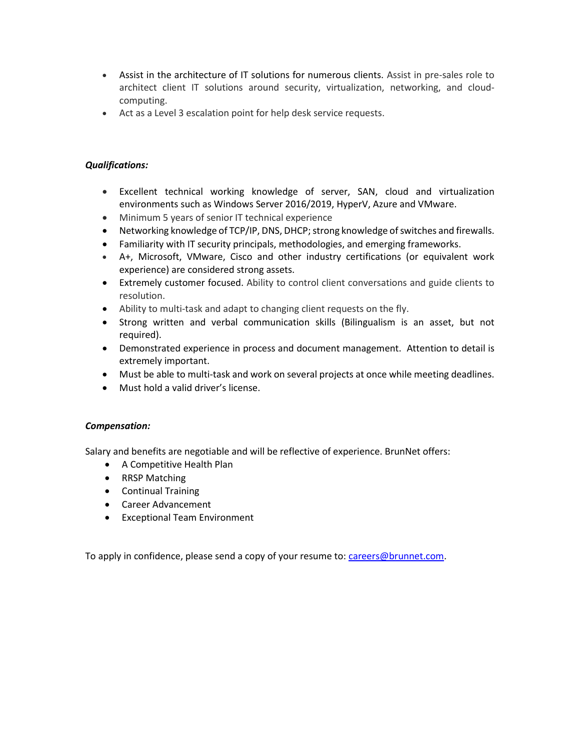- Assist in the architecture of IT solutions for numerous clients. Assist in pre-sales role to architect client IT solutions around security, virtualization, networking, and cloud-computing.
- Act as a Level 3 escalation point for help desk service requests.

***Qualifications:***

- Excellent technical working knowledge of server, SAN, cloud and virtualization environments such as Windows Server 2016/2019, HyperV, Azure and VMware.
- Minimum 5 years of senior IT technical experience
- Networking knowledge of TCP/IP, DNS, DHCP; strong knowledge of switches and firewalls.
- Familiarity with IT security principals, methodologies, and emerging frameworks.
- A+, Microsoft, VMware, Cisco and other industry certifications (or equivalent work experience) are considered strong assets.
- Extremely customer focused. Ability to control client conversations and guide clients to resolution.
- Ability to multi-task and adapt to changing client requests on the fly.
- Strong written and verbal communication skills (Bilingualism is an asset, but not required).
- Demonstrated experience in process and document management. Attention to detail is extremely important.
- Must be able to multi-task and work on several projects at once while meeting deadlines.
- Must hold a valid driver's license.

***Compensation:***

Salary and benefits are negotiable and will be reflective of experience. BrunNet offers:

- A Competitive Health Plan
- RRSP Matching
- Continual Training
- Career Advancement
- Exceptional Team Environment

To apply in confidence, please send a copy of your resume to: careers@brunnet.com.